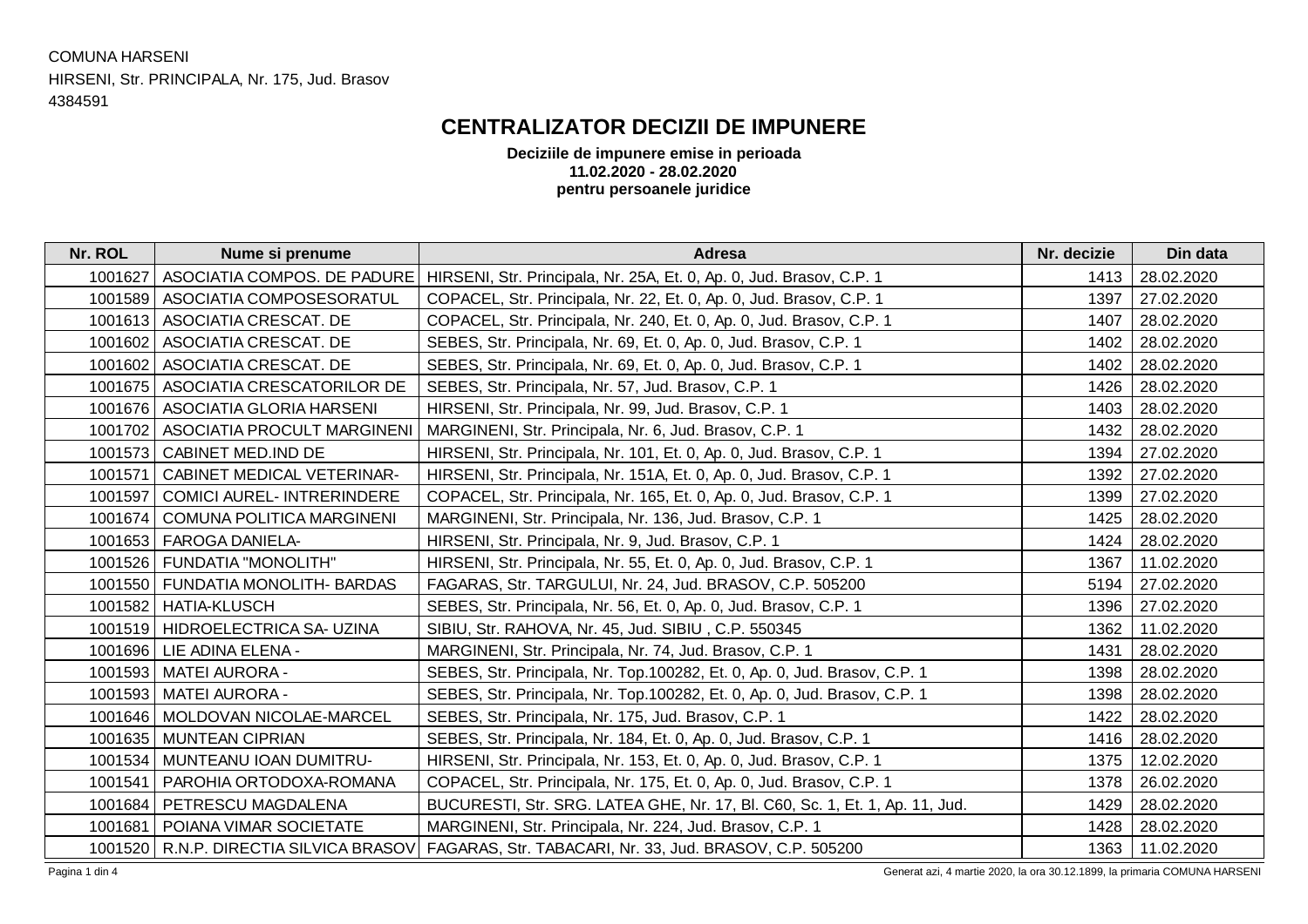COMUNA HARSENI
HIRSENI, Str. PRINCIPALA, Nr. 175, Jud. Brasov
4384591

# CENTRALIZATOR DECIZII DE IMPUNERE

**Deciziile de impunere emise in perioada**
**11.02.2020 - 28.02.2020**
**pentru persoanele juridice**

| Nr. ROL | Nume si prenume | Adresa | Nr. decizie | Din data |
|---|---|---|---|---|
| 1001627 | ASOCIATIA COMPOS. DE PADURE | HIRSENI, Str. Principala, Nr. 25A, Et. 0, Ap. 0, Jud. Brasov, C.P. 1 | 1413 | 28.02.2020 |
| 1001589 | ASOCIATIA COMPOSESORATUL | COPACEL, Str. Principala, Nr. 22, Et. 0, Ap. 0, Jud. Brasov, C.P. 1 | 1397 | 27.02.2020 |
| 1001613 | ASOCIATIA CRESCAT. DE | COPACEL, Str. Principala, Nr. 240, Et. 0, Ap. 0, Jud. Brasov, C.P. 1 | 1407 | 28.02.2020 |
| 1001602 | ASOCIATIA CRESCAT. DE | SEBES, Str. Principala, Nr. 69, Et. 0, Ap. 0, Jud. Brasov, C.P. 1 | 1402 | 28.02.2020 |
| 1001602 | ASOCIATIA CRESCAT. DE | SEBES, Str. Principala, Nr. 69, Et. 0, Ap. 0, Jud. Brasov, C.P. 1 | 1402 | 28.02.2020 |
| 1001675 | ASOCIATIA CRESCATORILOR DE | SEBES, Str. Principala, Nr. 57, Jud. Brasov, C.P. 1 | 1426 | 28.02.2020 |
| 1001676 | ASOCIATIA GLORIA HARSENI | HIRSENI, Str. Principala, Nr. 99, Jud. Brasov, C.P. 1 | 1403 | 28.02.2020 |
| 1001702 | ASOCIATIA PROCULT MARGINENI | MARGINENI, Str. Principala, Nr. 6, Jud. Brasov, C.P. 1 | 1432 | 28.02.2020 |
| 1001573 | CABINET MED.IND DE | HIRSENI, Str. Principala, Nr. 101, Et. 0, Ap. 0, Jud. Brasov, C.P. 1 | 1394 | 27.02.2020 |
| 1001571 | CABINET MEDICAL VETERINAR- | HIRSENI, Str. Principala, Nr. 151A, Et. 0, Ap. 0, Jud. Brasov, C.P. 1 | 1392 | 27.02.2020 |
| 1001597 | COMICI AUREL- INTRERINDERE | COPACEL, Str. Principala, Nr. 165, Et. 0, Ap. 0, Jud. Brasov, C.P. 1 | 1399 | 27.02.2020 |
| 1001674 | COMUNA POLITICA MARGINENI | MARGINENI, Str. Principala, Nr. 136, Jud. Brasov, C.P. 1 | 1425 | 28.02.2020 |
| 1001653 | FAROGA DANIELA- | HIRSENI, Str. Principala, Nr. 9, Jud. Brasov, C.P. 1 | 1424 | 28.02.2020 |
| 1001526 | FUNDATIA "MONOLITH" | HIRSENI, Str. Principala, Nr. 55, Et. 0, Ap. 0, Jud. Brasov, C.P. 1 | 1367 | 11.02.2020 |
| 1001550 | FUNDATIA MONOLITH- BARDAS | FAGARAS, Str. TARGULUI, Nr. 24, Jud. BRASOV, C.P. 505200 | 5194 | 27.02.2020 |
| 1001582 | HATIA-KLUSCH | SEBES, Str. Principala, Nr. 56, Et. 0, Ap. 0, Jud. Brasov, C.P. 1 | 1396 | 27.02.2020 |
| 1001519 | HIDROELECTRICA SA- UZINA | SIBIU, Str. RAHOVA, Nr. 45, Jud. SIBIU , C.P. 550345 | 1362 | 11.02.2020 |
| 1001696 | LIE ADINA ELENA - | MARGINENI, Str. Principala, Nr. 74, Jud. Brasov, C.P. 1 | 1431 | 28.02.2020 |
| 1001593 | MATEI AURORA - | SEBES, Str. Principala, Nr. Top.100282, Et. 0, Ap. 0, Jud. Brasov, C.P. 1 | 1398 | 28.02.2020 |
| 1001593 | MATEI AURORA - | SEBES, Str. Principala, Nr. Top.100282, Et. 0, Ap. 0, Jud. Brasov, C.P. 1 | 1398 | 28.02.2020 |
| 1001646 | MOLDOVAN NICOLAE-MARCEL | SEBES, Str. Principala, Nr. 175, Jud. Brasov, C.P. 1 | 1422 | 28.02.2020 |
| 1001635 | MUNTEAN CIPRIAN | SEBES, Str. Principala, Nr. 184, Et. 0, Ap. 0, Jud. Brasov, C.P. 1 | 1416 | 28.02.2020 |
| 1001534 | MUNTEANU IOAN DUMITRU- | HIRSENI, Str. Principala, Nr. 153, Et. 0, Ap. 0, Jud. Brasov, C.P. 1 | 1375 | 12.02.2020 |
| 1001541 | PAROHIA ORTODOXA-ROMANA | COPACEL, Str. Principala, Nr. 175, Et. 0, Ap. 0, Jud. Brasov, C.P. 1 | 1378 | 26.02.2020 |
| 1001684 | PETRESCU MAGDALENA | BUCURESTI, Str. SRG. LATEA GHE, Nr. 17, Bl. C60, Sc. 1, Et. 1, Ap. 11, Jud. | 1429 | 28.02.2020 |
| 1001681 | POIANA VIMAR SOCIETATE | MARGINENI, Str. Principala, Nr. 224, Jud. Brasov, C.P. 1 | 1428 | 28.02.2020 |
| 1001520 | R.N.P. DIRECTIA SILVICA BRASOV | FAGARAS, Str. TABACARI, Nr. 33, Jud. BRASOV, C.P. 505200 | 1363 | 11.02.2020 |

Generat azi, 4 martie 2020, la ora 30.12.1899, la primaria COMUNA HARSENI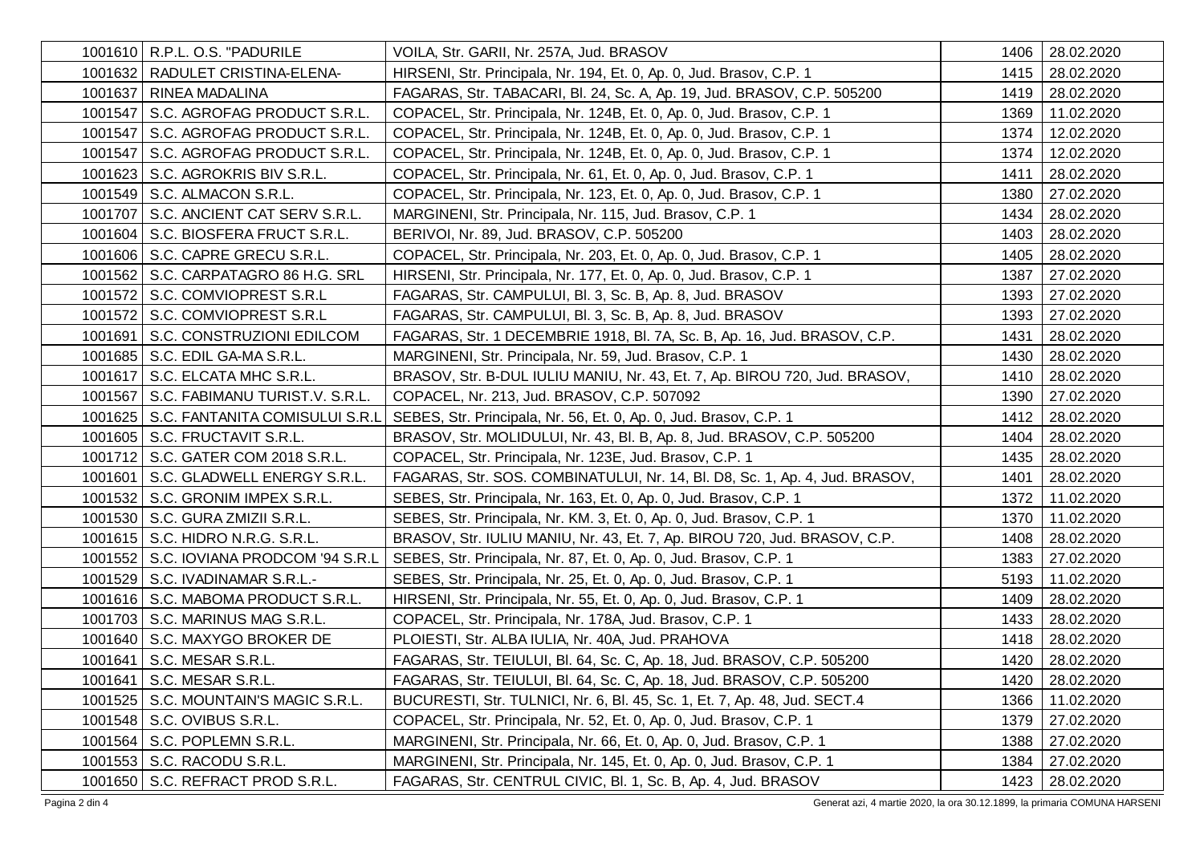| | | | | |
|---|---|---|---|---|
| 1001610 | R.P.L. O.S. "PADURILE | VOILA, Str. GARII, Nr. 257A, Jud. BRASOV | 1406 | 28.02.2020 |
| 1001632 | RADULET CRISTINA-ELENA- | HIRSENI, Str. Principala, Nr. 194, Et. 0, Ap. 0, Jud. Brasov, C.P. 1 | 1415 | 28.02.2020 |
| 1001637 | RINEA MADALINA | FAGARAS, Str. TABACARI, Bl. 24, Sc. A, Ap. 19, Jud. BRASOV, C.P. 505200 | 1419 | 28.02.2020 |
| 1001547 | S.C. AGROFAG PRODUCT S.R.L. | COPACEL, Str. Principala, Nr. 124B, Et. 0, Ap. 0, Jud. Brasov, C.P. 1 | 1369 | 11.02.2020 |
| 1001547 | S.C. AGROFAG PRODUCT S.R.L. | COPACEL, Str. Principala, Nr. 124B, Et. 0, Ap. 0, Jud. Brasov, C.P. 1 | 1374 | 12.02.2020 |
| 1001547 | S.C. AGROFAG PRODUCT S.R.L. | COPACEL, Str. Principala, Nr. 124B, Et. 0, Ap. 0, Jud. Brasov, C.P. 1 | 1374 | 12.02.2020 |
| 1001623 | S.C. AGROKRIS BIV S.R.L. | COPACEL, Str. Principala, Nr. 61, Et. 0, Ap. 0, Jud. Brasov, C.P. 1 | 1411 | 28.02.2020 |
| 1001549 | S.C. ALMACON S.R.L. | COPACEL, Str. Principala, Nr. 123, Et. 0, Ap. 0, Jud. Brasov, C.P. 1 | 1380 | 27.02.2020 |
| 1001707 | S.C. ANCIENT CAT SERV S.R.L. | MARGINENI, Str. Principala, Nr. 115, Jud. Brasov, C.P. 1 | 1434 | 28.02.2020 |
| 1001604 | S.C. BIOSFERA FRUCT S.R.L. | BERIVOI, Nr. 89, Jud. BRASOV, C.P. 505200 | 1403 | 28.02.2020 |
| 1001606 | S.C. CAPRE GRECU S.R.L. | COPACEL, Str. Principala, Nr. 203, Et. 0, Ap. 0, Jud. Brasov, C.P. 1 | 1405 | 28.02.2020 |
| 1001562 | S.C. CARPATAGRO 86 H.G. SRL | HIRSENI, Str. Principala, Nr. 177, Et. 0, Ap. 0, Jud. Brasov, C.P. 1 | 1387 | 27.02.2020 |
| 1001572 | S.C. COMVIOPREST S.R.L | FAGARAS, Str. CAMPULUI, Bl. 3, Sc. B, Ap. 8, Jud. BRASOV | 1393 | 27.02.2020 |
| 1001572 | S.C. COMVIOPREST S.R.L | FAGARAS, Str. CAMPULUI, Bl. 3, Sc. B, Ap. 8, Jud. BRASOV | 1393 | 27.02.2020 |
| 1001691 | S.C. CONSTRUZIONI EDILCOM | FAGARAS, Str. 1 DECEMBRIE 1918, Bl. 7A, Sc. B, Ap. 16, Jud. BRASOV, C.P. | 1431 | 28.02.2020 |
| 1001685 | S.C. EDIL GA-MA S.R.L. | MARGINENI, Str. Principala, Nr. 59, Jud. Brasov, C.P. 1 | 1430 | 28.02.2020 |
| 1001617 | S.C. ELCATA MHC S.R.L. | BRASOV, Str. B-DUL IULIU MANIU, Nr. 43, Et. 7, Ap. BIROU 720, Jud. BRASOV, | 1410 | 28.02.2020 |
| 1001567 | S.C. FABIMANU TURIST.V. S.R.L. | COPACEL, Nr. 213, Jud. BRASOV, C.P. 507092 | 1390 | 27.02.2020 |
| 1001625 | S.C. FANTANITA COMISULUI S.R.L | SEBES, Str. Principala, Nr. 56, Et. 0, Ap. 0, Jud. Brasov, C.P. 1 | 1412 | 28.02.2020 |
| 1001605 | S.C. FRUCTAVIT S.R.L. | BRASOV, Str. MOLIDULUI, Nr. 43, Bl. B, Ap. 8, Jud. BRASOV, C.P. 505200 | 1404 | 28.02.2020 |
| 1001712 | S.C. GATER COM 2018 S.R.L. | COPACEL, Str. Principala, Nr. 123E, Jud. Brasov, C.P. 1 | 1435 | 28.02.2020 |
| 1001601 | S.C. GLADWELL ENERGY S.R.L. | FAGARAS, Str. SOS. COMBINATULUI, Nr. 14, Bl. D8, Sc. 1, Ap. 4, Jud. BRASOV, | 1401 | 28.02.2020 |
| 1001532 | S.C. GRONIM IMPEX S.R.L. | SEBES, Str. Principala, Nr. 163, Et. 0, Ap. 0, Jud. Brasov, C.P. 1 | 1372 | 11.02.2020 |
| 1001530 | S.C. GURA ZMIZII S.R.L. | SEBES, Str. Principala, Nr. KM. 3, Et. 0, Ap. 0, Jud. Brasov, C.P. 1 | 1370 | 11.02.2020 |
| 1001615 | S.C. HIDRO N.R.G. S.R.L. | BRASOV, Str. IULIU MANIU, Nr. 43, Et. 7, Ap. BIROU 720, Jud. BRASOV, C.P. | 1408 | 28.02.2020 |
| 1001552 | S.C. IOVIANA PRODCOM '94 S.R.L | SEBES, Str. Principala, Nr. 87, Et. 0, Ap. 0, Jud. Brasov, C.P. 1 | 1383 | 27.02.2020 |
| 1001529 | S.C. IVADINAMAR S.R.L.- | SEBES, Str. Principala, Nr. 25, Et. 0, Ap. 0, Jud. Brasov, C.P. 1 | 5193 | 11.02.2020 |
| 1001616 | S.C. MABOMA PRODUCT S.R.L. | HIRSENI, Str. Principala, Nr. 55, Et. 0, Ap. 0, Jud. Brasov, C.P. 1 | 1409 | 28.02.2020 |
| 1001703 | S.C. MARINUS MAG S.R.L. | COPACEL, Str. Principala, Nr. 178A, Jud. Brasov, C.P. 1 | 1433 | 28.02.2020 |
| 1001640 | S.C. MAXYGO BROKER DE | PLOIESTI, Str. ALBA IULIA, Nr. 40A, Jud. PRAHOVA | 1418 | 28.02.2020 |
| 1001641 | S.C. MESAR S.R.L. | FAGARAS, Str. TEIULUI, Bl. 64, Sc. C, Ap. 18, Jud. BRASOV, C.P. 505200 | 1420 | 28.02.2020 |
| 1001641 | S.C. MESAR S.R.L. | FAGARAS, Str. TEIULUI, Bl. 64, Sc. C, Ap. 18, Jud. BRASOV, C.P. 505200 | 1420 | 28.02.2020 |
| 1001525 | S.C. MOUNTAIN'S MAGIC S.R.L. | BUCURESTI, Str. TULNICI, Nr. 6, Bl. 45, Sc. 1, Et. 7, Ap. 48, Jud. SECT.4 | 1366 | 11.02.2020 |
| 1001548 | S.C. OVIBUS S.R.L. | COPACEL, Str. Principala, Nr. 52, Et. 0, Ap. 0, Jud. Brasov, C.P. 1 | 1379 | 27.02.2020 |
| 1001564 | S.C. POPLEMN S.R.L. | MARGINENI, Str. Principala, Nr. 66, Et. 0, Ap. 0, Jud. Brasov, C.P. 1 | 1388 | 27.02.2020 |
| 1001553 | S.C. RACODU S.R.L. | MARGINENI, Str. Principala, Nr. 145, Et. 0, Ap. 0, Jud. Brasov, C.P. 1 | 1384 | 27.02.2020 |
| 1001650 | S.C. REFRACT PROD S.R.L. | FAGARAS, Str. CENTRUL CIVIC, Bl. 1, Sc. B, Ap. 4, Jud. BRASOV | 1423 | 28.02.2020 |

Generat azi, 4 martie 2020, la ora 30.12.1899, la primaria COMUNA HARSENI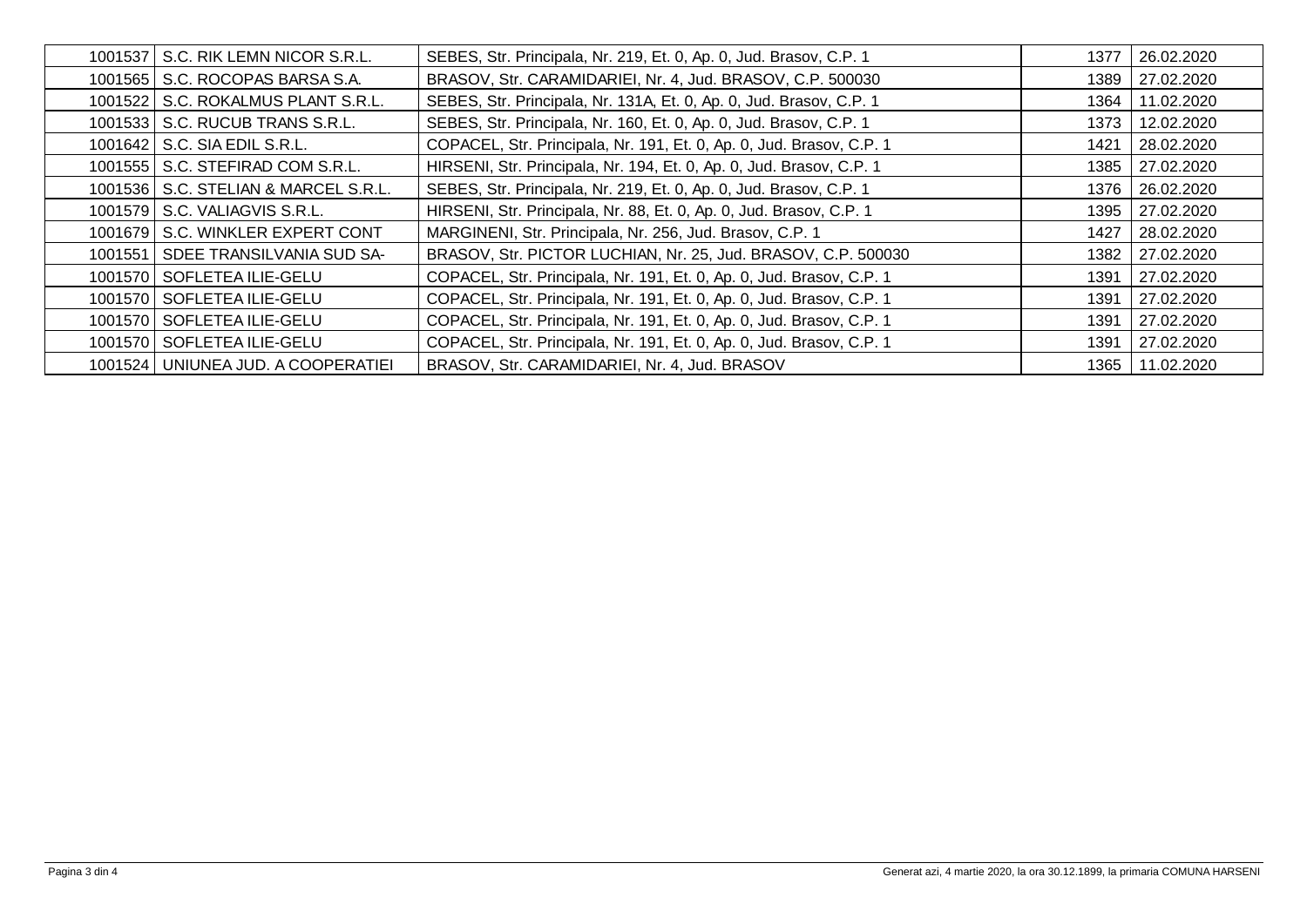| | | | | |
|---|---|---|---|---|
| 1001537 | S.C. RIK LEMN NICOR S.R.L. | SEBES, Str. Principala, Nr. 219, Et. 0, Ap. 0, Jud. Brasov, C.P. 1 | 1377 | 26.02.2020 |
| 1001565 | S.C. ROCOPAS BARSA S.A. | BRASOV, Str. CARAMIDARIEI, Nr. 4, Jud. BRASOV, C.P. 500030 | 1389 | 27.02.2020 |
| 1001522 | S.C. ROKALMUS PLANT S.R.L. | SEBES, Str. Principala, Nr. 131A, Et. 0, Ap. 0, Jud. Brasov, C.P. 1 | 1364 | 11.02.2020 |
| 1001533 | S.C. RUCUB TRANS S.R.L. | SEBES, Str. Principala, Nr. 160, Et. 0, Ap. 0, Jud. Brasov, C.P. 1 | 1373 | 12.02.2020 |
| 1001642 | S.C. SIA EDIL S.R.L. | COPACEL, Str. Principala, Nr. 191, Et. 0, Ap. 0, Jud. Brasov, C.P. 1 | 1421 | 28.02.2020 |
| 1001555 | S.C. STEFIRAD COM S.R.L. | HIRSENI, Str. Principala, Nr. 194, Et. 0, Ap. 0, Jud. Brasov, C.P. 1 | 1385 | 27.02.2020 |
| 1001536 | S.C. STELIAN & MARCEL S.R.L. | SEBES, Str. Principala, Nr. 219, Et. 0, Ap. 0, Jud. Brasov, C.P. 1 | 1376 | 26.02.2020 |
| 1001579 | S.C. VALIAGVIS S.R.L. | HIRSENI, Str. Principala, Nr. 88, Et. 0, Ap. 0, Jud. Brasov, C.P. 1 | 1395 | 27.02.2020 |
| 1001679 | S.C. WINKLER EXPERT CONT | MARGINENI, Str. Principala, Nr. 256, Jud. Brasov, C.P. 1 | 1427 | 28.02.2020 |
| 1001551 | SDEE TRANSILVANIA SUD SA- | BRASOV, Str. PICTOR LUCHIAN, Nr. 25, Jud. BRASOV, C.P. 500030 | 1382 | 27.02.2020 |
| 1001570 | SOFLETEA ILIE-GELU | COPACEL, Str. Principala, Nr. 191, Et. 0, Ap. 0, Jud. Brasov, C.P. 1 | 1391 | 27.02.2020 |
| 1001570 | SOFLETEA ILIE-GELU | COPACEL, Str. Principala, Nr. 191, Et. 0, Ap. 0, Jud. Brasov, C.P. 1 | 1391 | 27.02.2020 |
| 1001570 | SOFLETEA ILIE-GELU | COPACEL, Str. Principala, Nr. 191, Et. 0, Ap. 0, Jud. Brasov, C.P. 1 | 1391 | 27.02.2020 |
| 1001524 | UNIUNEA JUD. A COOPERATIEI | BRASOV, Str. CARAMIDARIEI, Nr. 4, Jud. BRASOV | 1365 | 11.02.2020 |

Generat azi, 4 martie 2020, la ora 30.12.1899, la primaria COMUNA HARSENI